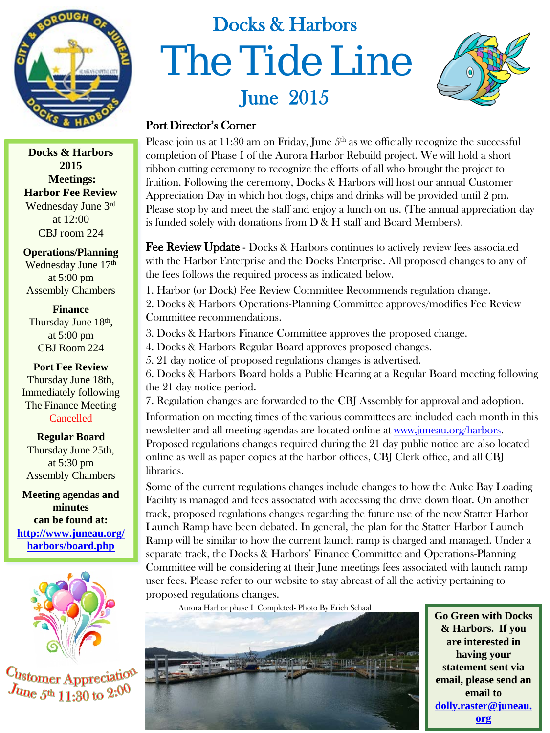# Docks & Harbors

# The Tide Line

## June 2015

**Docks & Harbors 2015 Meetings:**

**Harbor Fee Review**
Wednesday June 3rd at 12:00
CBJ room 224

**Operations/Planning**
Wednesday June 17th at 5:00 pm
Assembly Chambers

**Finance**
Thursday June 18th, at 5:00 pm
CBJ Room 224

**Port Fee Review**
Thursday June 18th, Immediately following The Finance Meeting
Cancelled

**Regular Board**
Thursday June 25th, at 5:30 pm
Assembly Chambers

**Meeting agendas and minutes can be found at:**
**http://www.juneau.org/harbors/board.php**

Customer Appreciation June 5th 11:30 to 2:00

### Port Director's Corner

Please join us at 11:30 am on Friday, June 5th as we officially recognize the successful completion of Phase I of the Aurora Harbor Rebuild project. We will hold a short ribbon cutting ceremony to recognize the efforts of all who brought the project to fruition. Following the ceremony, Docks & Harbors will host our annual Customer Appreciation Day in which hot dogs, chips and drinks will be provided until 2 pm. Please stop by and meet the staff and enjoy a lunch on us. (The annual appreciation day is funded solely with donations from D & H staff and Board Members).

**Fee Review Update** - Docks & Harbors continues to actively review fees associated with the Harbor Enterprise and the Docks Enterprise. All proposed changes to any of the fees follows the required process as indicated below.

1. Harbor (or Dock) Fee Review Committee Recommends regulation change.
2. Docks & Harbors Operations-Planning Committee approves/modifies Fee Review Committee recommendations.
3. Docks & Harbors Finance Committee approves the proposed change.
4. Docks & Harbors Regular Board approves proposed changes.
5. 21 day notice of proposed regulations changes is advertised.
6. Docks & Harbors Board holds a Public Hearing at a Regular Board meeting following the 21 day notice period.
7. Regulation changes are forwarded to the CBJ Assembly for approval and adoption.

Information on meeting times of the various committees are included each month in this newsletter and all meeting agendas are located online at www.juneau.org/harbors. Proposed regulations changes required during the 21 day public notice are also located online as well as paper copies at the harbor offices, CBJ Clerk office, and all CBJ libraries.

Some of the current regulations changes include changes to how the Auke Bay Loading Facility is managed and fees associated with accessing the drive down float. On another track, proposed regulations changes regarding the future use of the new Statter Harbor Launch Ramp have been debated. In general, the plan for the Statter Harbor Launch Ramp will be similar to how the current launch ramp is charged and managed. Under a separate track, the Docks & Harbors' Finance Committee and Operations-Planning Committee will be considering at their June meetings fees associated with launch ramp user fees. Please refer to our website to stay abreast of all the activity pertaining to proposed regulations changes.

Aurora Harbor phase I Completed- Photo By Erich Schaal

**Go Green with Docks & Harbors. If you are interested in having your statement sent via email, please send an email to dolly.raster@juneau.org**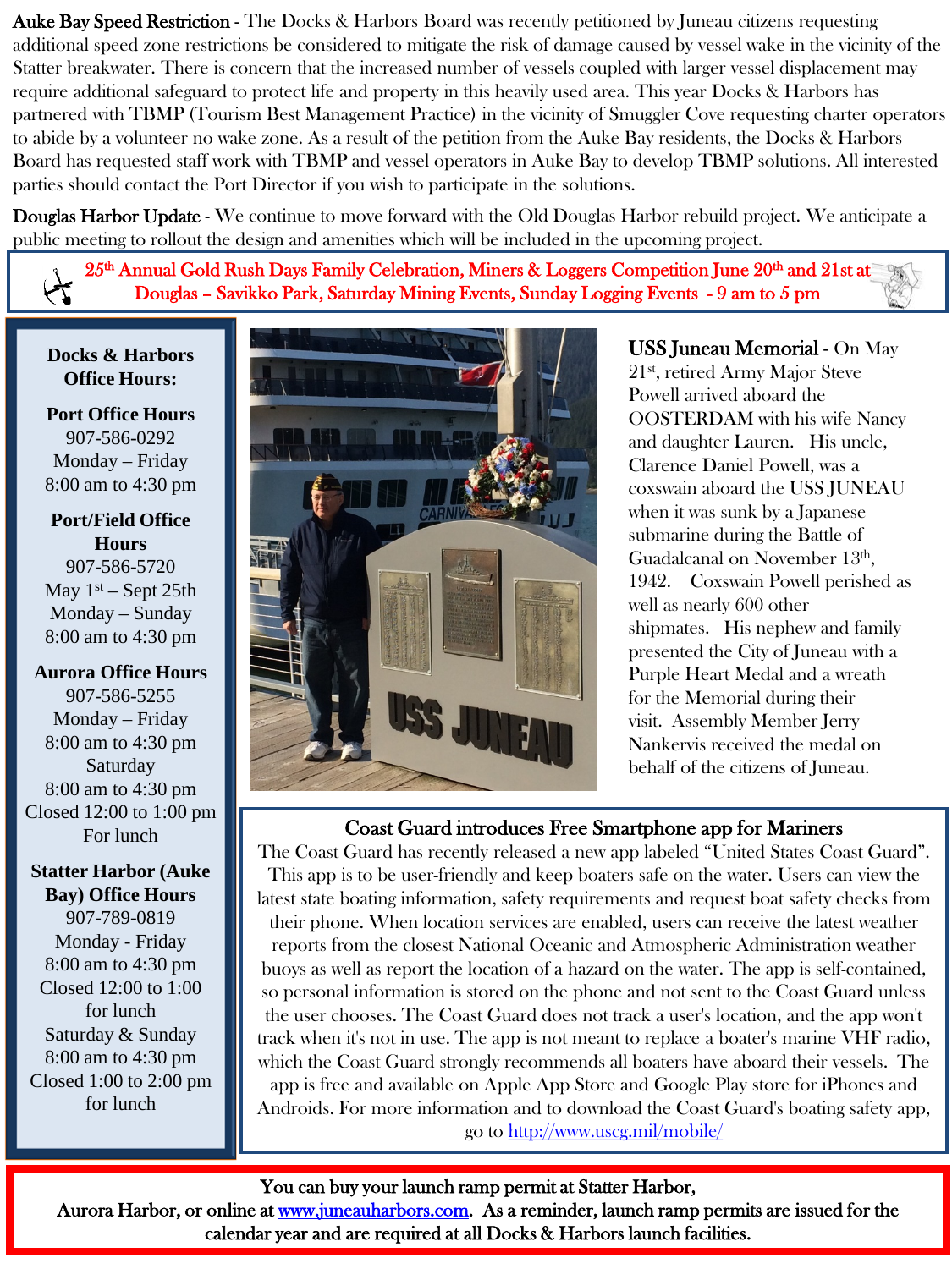**Auke Bay Speed Restriction** - The Docks & Harbors Board was recently petitioned by Juneau citizens requesting additional speed zone restrictions be considered to mitigate the risk of damage caused by vessel wake in the vicinity of the Statter breakwater. There is concern that the increased number of vessels coupled with larger vessel displacement may require additional safeguard to protect life and property in this heavily used area. This year Docks & Harbors has partnered with TBMP (Tourism Best Management Practice) in the vicinity of Smuggler Cove requesting charter operators to abide by a volunteer no wake zone. As a result of the petition from the Auke Bay residents, the Docks & Harbors Board has requested staff work with TBMP and vessel operators in Auke Bay to develop TBMP solutions. All interested parties should contact the Port Director if you wish to participate in the solutions.

**Douglas Harbor Update** - We continue to move forward with the Old Douglas Harbor rebuild project. We anticipate a public meeting to rollout the design and amenities which will be included in the upcoming project.

25th Annual Gold Rush Days Family Celebration, Miners & Loggers Competition June 20th and 21st at Douglas – Savikko Park, Saturday Mining Events, Sunday Logging Events - 9 am to 5 pm

**Docks & Harbors Office Hours:**

**Port Office Hours**
907-586-0292
Monday – Friday
8:00 am to 4:30 pm

**Port/Field Office Hours**
907-586-5720
May 1st – Sept 25th
Monday – Sunday
8:00 am to 4:30 pm

**Aurora Office Hours**
907-586-5255
Monday – Friday
8:00 am to 4:30 pm
Saturday
8:00 am to 4:30 pm
Closed 12:00 to 1:00 pm
For lunch

**Statter Harbor (Auke Bay) Office Hours**
907-789-0819
Monday - Friday
8:00 am to 4:30 pm
Closed 12:00 to 1:00
for lunch
Saturday & Sunday
8:00 am to 4:30 pm
Closed 1:00 to 2:00 pm
for lunch

**USS Juneau Memorial** - On May 21st, retired Army Major Steve Powell arrived aboard the OOSTERDAM with his wife Nancy and daughter Lauren. His uncle, Clarence Daniel Powell, was a coxswain aboard the USS JUNEAU when it was sunk by a Japanese submarine during the Battle of Guadalcanal on November 13th, 1942. Coxswain Powell perished as well as nearly 600 other shipmates. His nephew and family presented the City of Juneau with a Purple Heart Medal and a wreath for the Memorial during their visit. Assembly Member Jerry Nankervis received the medal on behalf of the citizens of Juneau.

## Coast Guard introduces Free Smartphone app for Mariners

The Coast Guard has recently released a new app labeled "United States Coast Guard". This app is to be user-friendly and keep boaters safe on the water. Users can view the latest state boating information, safety requirements and request boat safety checks from their phone. When location services are enabled, users can receive the latest weather reports from the closest National Oceanic and Atmospheric Administration weather buoys as well as report the location of a hazard on the water. The app is self-contained, so personal information is stored on the phone and not sent to the Coast Guard unless the user chooses. The Coast Guard does not track a user's location, and the app won't track when it's not in use. The app is not meant to replace a boater's marine VHF radio, which the Coast Guard strongly recommends all boaters have aboard their vessels. The app is free and available on Apple App Store and Google Play store for iPhones and Androids. For more information and to download the Coast Guard's boating safety app, go to http://www.uscg.mil/mobile/

**You can buy your launch ramp permit at Statter Harbor, Aurora Harbor, or online at www.juneauharbors.com. As a reminder, launch ramp permits are issued for the calendar year and are required at all Docks & Harbors launch facilities.**